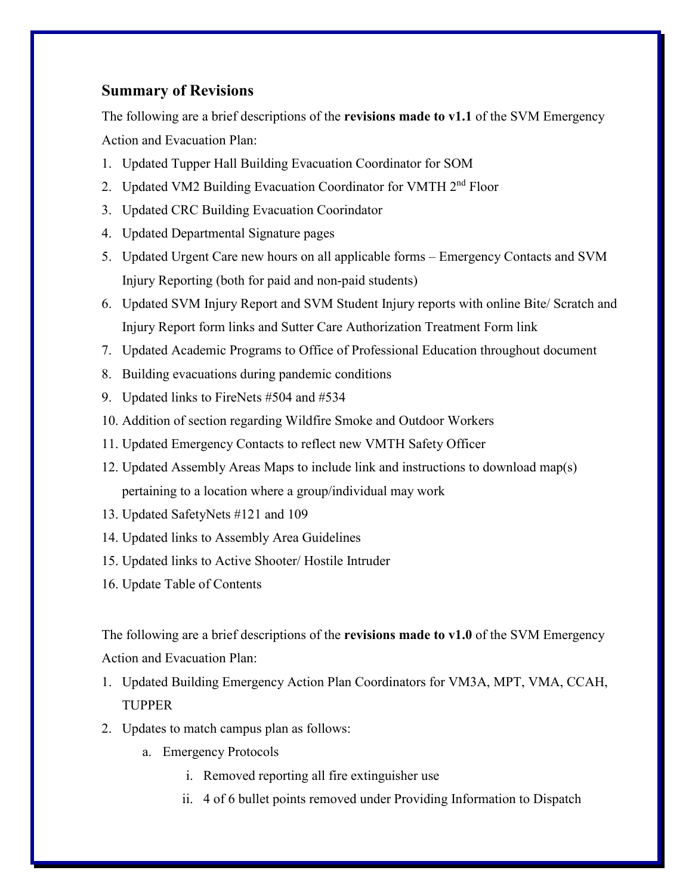## Summary of Revisions

The following are a brief descriptions of the **revisions made to v1.1** of the SVM Emergency Action and Evacuation Plan:

1. Updated Tupper Hall Building Evacuation Coordinator for SOM
2. Updated VM2 Building Evacuation Coordinator for VMTH 2nd Floor
3. Updated CRC Building Evacuation Coorindator
4. Updated Departmental Signature pages
5. Updated Urgent Care new hours on all applicable forms – Emergency Contacts and SVM Injury Reporting (both for paid and non-paid students)
6. Updated SVM Injury Report and SVM Student Injury reports with online Bite/ Scratch and Injury Report form links and Sutter Care Authorization Treatment Form link
7. Updated Academic Programs to Office of Professional Education throughout document
8. Building evacuations during pandemic conditions
9. Updated links to FireNets #504 and #534
10. Addition of section regarding Wildfire Smoke and Outdoor Workers
11. Updated Emergency Contacts to reflect new VMTH Safety Officer
12. Updated Assembly Areas Maps to include link and instructions to download map(s) pertaining to a location where a group/individual may work
13. Updated SafetyNets #121 and 109
14. Updated links to Assembly Area Guidelines
15. Updated links to Active Shooter/ Hostile Intruder
16. Update Table of Contents

The following are a brief descriptions of the **revisions made to v1.0** of the SVM Emergency Action and Evacuation Plan:

1. Updated Building Emergency Action Plan Coordinators for VM3A, MPT, VMA, CCAH, TUPPER
2. Updates to match campus plan as follows:
    a. Emergency Protocols
        i. Removed reporting all fire extinguisher use
        ii. 4 of 6 bullet points removed under Providing Information to Dispatch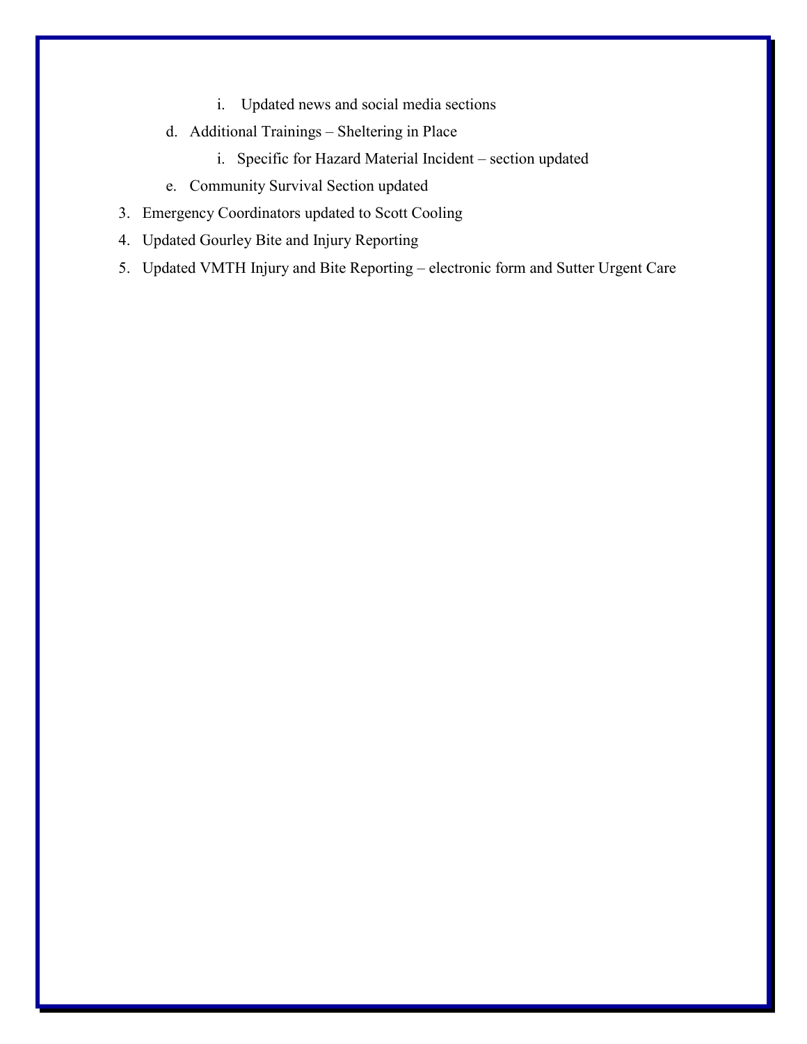i. Updated news and social media sections

   d. Additional Trainings – Sheltering in Place

      i. Specific for Hazard Material Incident – section updated

   e. Community Survival Section updated

3. Emergency Coordinators updated to Scott Cooling
4. Updated Gourley Bite and Injury Reporting
5. Updated VMTH Injury and Bite Reporting – electronic form and Sutter Urgent Care